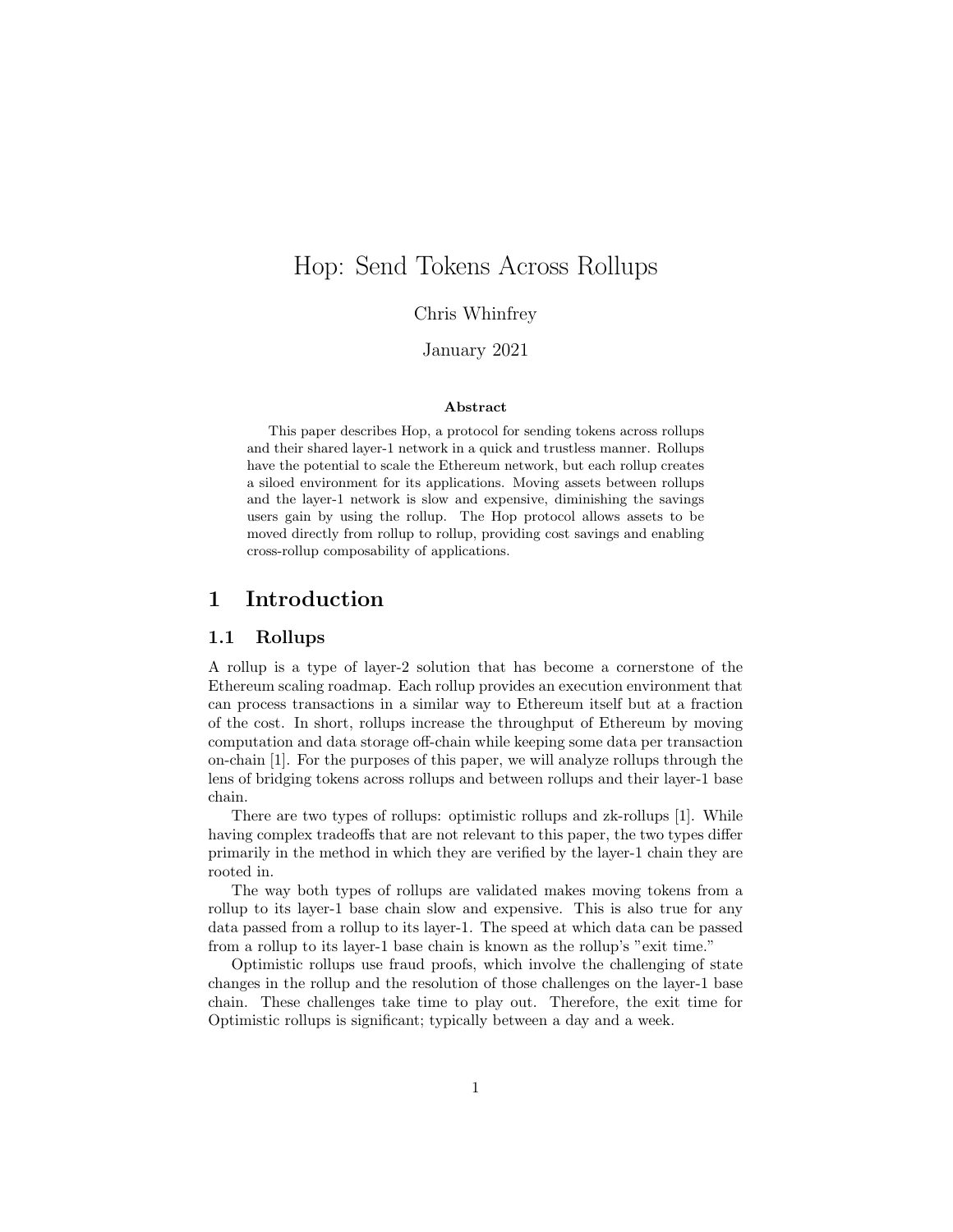# Hop: Send Tokens Across Rollups

Chris Whinfrey

January 2021

**Abstract**

This paper describes Hop, a protocol for sending tokens across rollups and their shared layer-1 network in a quick and trustless manner. Rollups have the potential to scale the Ethereum network, but each rollup creates a siloed environment for its applications. Moving assets between rollups and the layer-1 network is slow and expensive, diminishing the savings users gain by using the rollup. The Hop protocol allows assets to be moved directly from rollup to rollup, providing cost savings and enabling cross-rollup composability of applications.

## 1 Introduction

### 1.1 Rollups

A rollup is a type of layer-2 solution that has become a cornerstone of the Ethereum scaling roadmap. Each rollup provides an execution environment that can process transactions in a similar way to Ethereum itself but at a fraction of the cost. In short, rollups increase the throughput of Ethereum by moving computation and data storage off-chain while keeping some data per transaction on-chain [1]. For the purposes of this paper, we will analyze rollups through the lens of bridging tokens across rollups and between rollups and their layer-1 base chain.

There are two types of rollups: optimistic rollups and zk-rollups [1]. While having complex tradeoffs that are not relevant to this paper, the two types differ primarily in the method in which they are verified by the layer-1 chain they are rooted in.

The way both types of rollups are validated makes moving tokens from a rollup to its layer-1 base chain slow and expensive. This is also true for any data passed from a rollup to its layer-1. The speed at which data can be passed from a rollup to its layer-1 base chain is known as the rollup's "exit time."

Optimistic rollups use fraud proofs, which involve the challenging of state changes in the rollup and the resolution of those challenges on the layer-1 base chain. These challenges take time to play out. Therefore, the exit time for Optimistic rollups is significant; typically between a day and a week.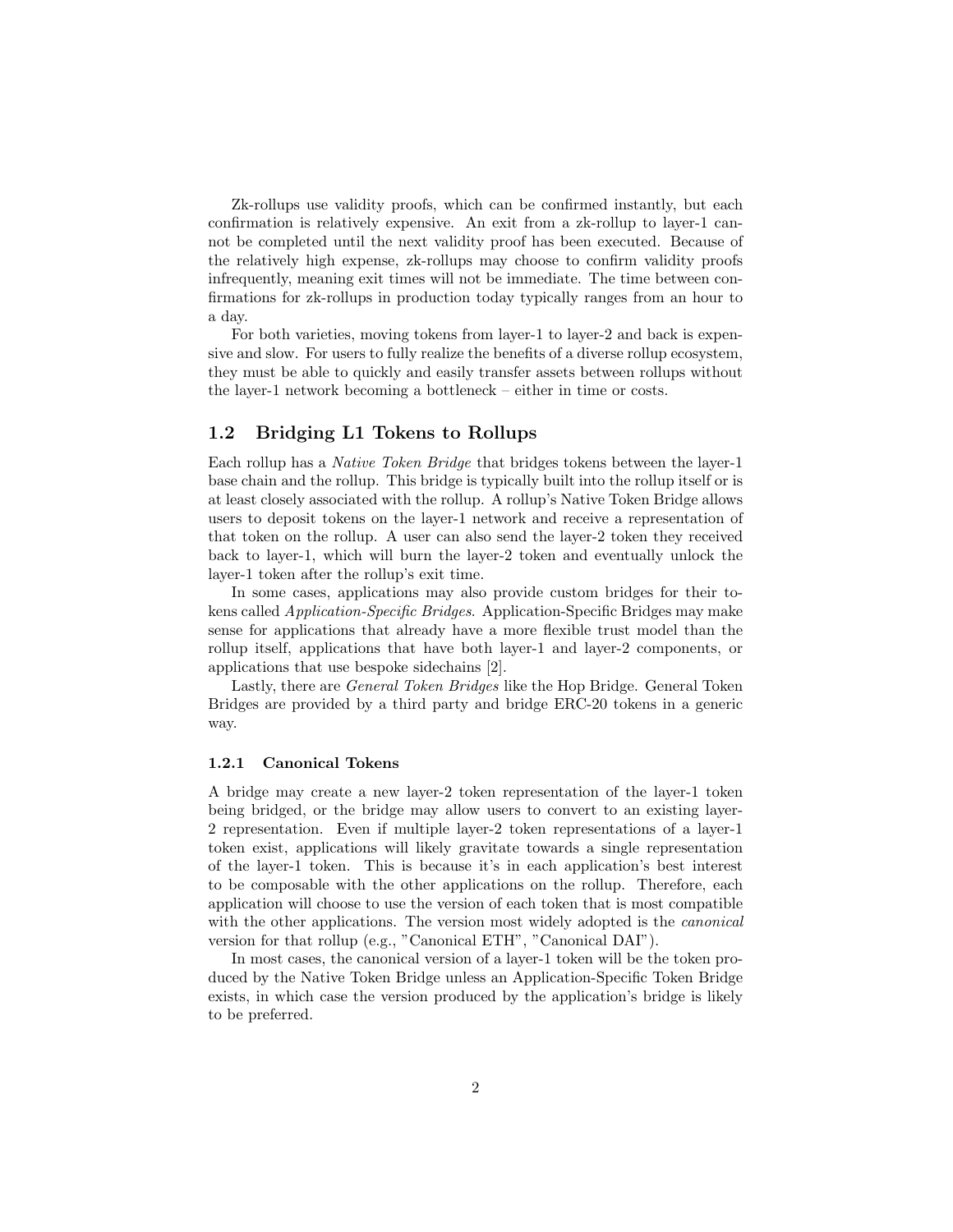Zk-rollups use validity proofs, which can be confirmed instantly, but each confirmation is relatively expensive. An exit from a zk-rollup to layer-1 cannot be completed until the next validity proof has been executed. Because of the relatively high expense, zk-rollups may choose to confirm validity proofs infrequently, meaning exit times will not be immediate. The time between confirmations for zk-rollups in production today typically ranges from an hour to a day.

For both varieties, moving tokens from layer-1 to layer-2 and back is expensive and slow. For users to fully realize the benefits of a diverse rollup ecosystem, they must be able to quickly and easily transfer assets between rollups without the layer-1 network becoming a bottleneck – either in time or costs.

## 1.2 Bridging L1 Tokens to Rollups

Each rollup has a *Native Token Bridge* that bridges tokens between the layer-1 base chain and the rollup. This bridge is typically built into the rollup itself or is at least closely associated with the rollup. A rollup's Native Token Bridge allows users to deposit tokens on the layer-1 network and receive a representation of that token on the rollup. A user can also send the layer-2 token they received back to layer-1, which will burn the layer-2 token and eventually unlock the layer-1 token after the rollup's exit time.

In some cases, applications may also provide custom bridges for their tokens called *Application-Specific Bridges*. Application-Specific Bridges may make sense for applications that already have a more flexible trust model than the rollup itself, applications that have both layer-1 and layer-2 components, or applications that use bespoke sidechains [2].

Lastly, there are *General Token Bridges* like the Hop Bridge. General Token Bridges are provided by a third party and bridge ERC-20 tokens in a generic way.

### 1.2.1 Canonical Tokens

A bridge may create a new layer-2 token representation of the layer-1 token being bridged, or the bridge may allow users to convert to an existing layer-2 representation. Even if multiple layer-2 token representations of a layer-1 token exist, applications will likely gravitate towards a single representation of the layer-1 token. This is because it's in each application's best interest to be composable with the other applications on the rollup. Therefore, each application will choose to use the version of each token that is most compatible with the other applications. The version most widely adopted is the *canonical* version for that rollup (e.g., "Canonical ETH", "Canonical DAI").

In most cases, the canonical version of a layer-1 token will be the token produced by the Native Token Bridge unless an Application-Specific Token Bridge exists, in which case the version produced by the application's bridge is likely to be preferred.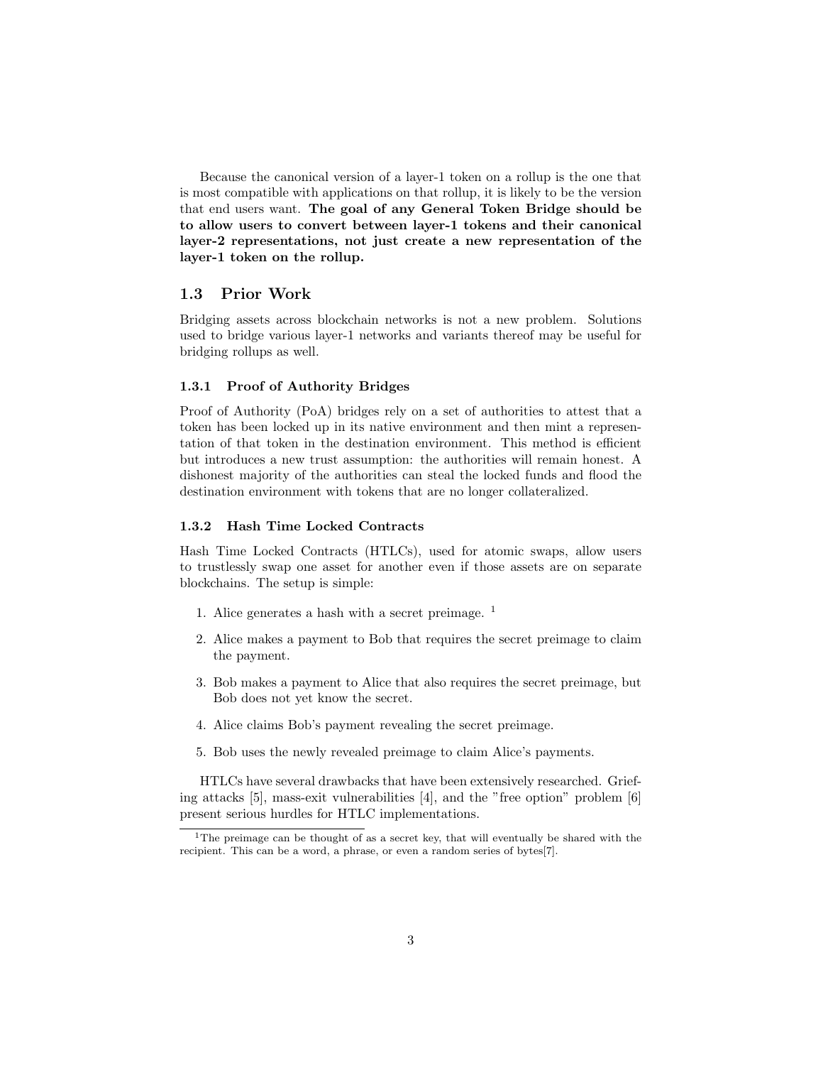Because the canonical version of a layer-1 token on a rollup is the one that is most compatible with applications on that rollup, it is likely to be the version that end users want. **The goal of any General Token Bridge should be to allow users to convert between layer-1 tokens and their canonical layer-2 representations, not just create a new representation of the layer-1 token on the rollup.**

## 1.3 Prior Work

Bridging assets across blockchain networks is not a new problem. Solutions used to bridge various layer-1 networks and variants thereof may be useful for bridging rollups as well.

### 1.3.1 Proof of Authority Bridges

Proof of Authority (PoA) bridges rely on a set of authorities to attest that a token has been locked up in its native environment and then mint a representation of that token in the destination environment. This method is efficient but introduces a new trust assumption: the authorities will remain honest. A dishonest majority of the authorities can steal the locked funds and flood the destination environment with tokens that are no longer collateralized.

### 1.3.2 Hash Time Locked Contracts

Hash Time Locked Contracts (HTLCs), used for atomic swaps, allow users to trustlessly swap one asset for another even if those assets are on separate blockchains. The setup is simple:

1. Alice generates a hash with a secret preimage. [1]
2. Alice makes a payment to Bob that requires the secret preimage to claim the payment.
3. Bob makes a payment to Alice that also requires the secret preimage, but Bob does not yet know the secret.
4. Alice claims Bob's payment revealing the secret preimage.
5. Bob uses the newly revealed preimage to claim Alice's payments.

HTLCs have several drawbacks that have been extensively researched. Griefing attacks [5], mass-exit vulnerabilities [4], and the "free option" problem [6] present serious hurdles for HTLC implementations.

[1] The preimage can be thought of as a secret key, that will eventually be shared with the recipient. This can be a word, a phrase, or even a random series of bytes[7].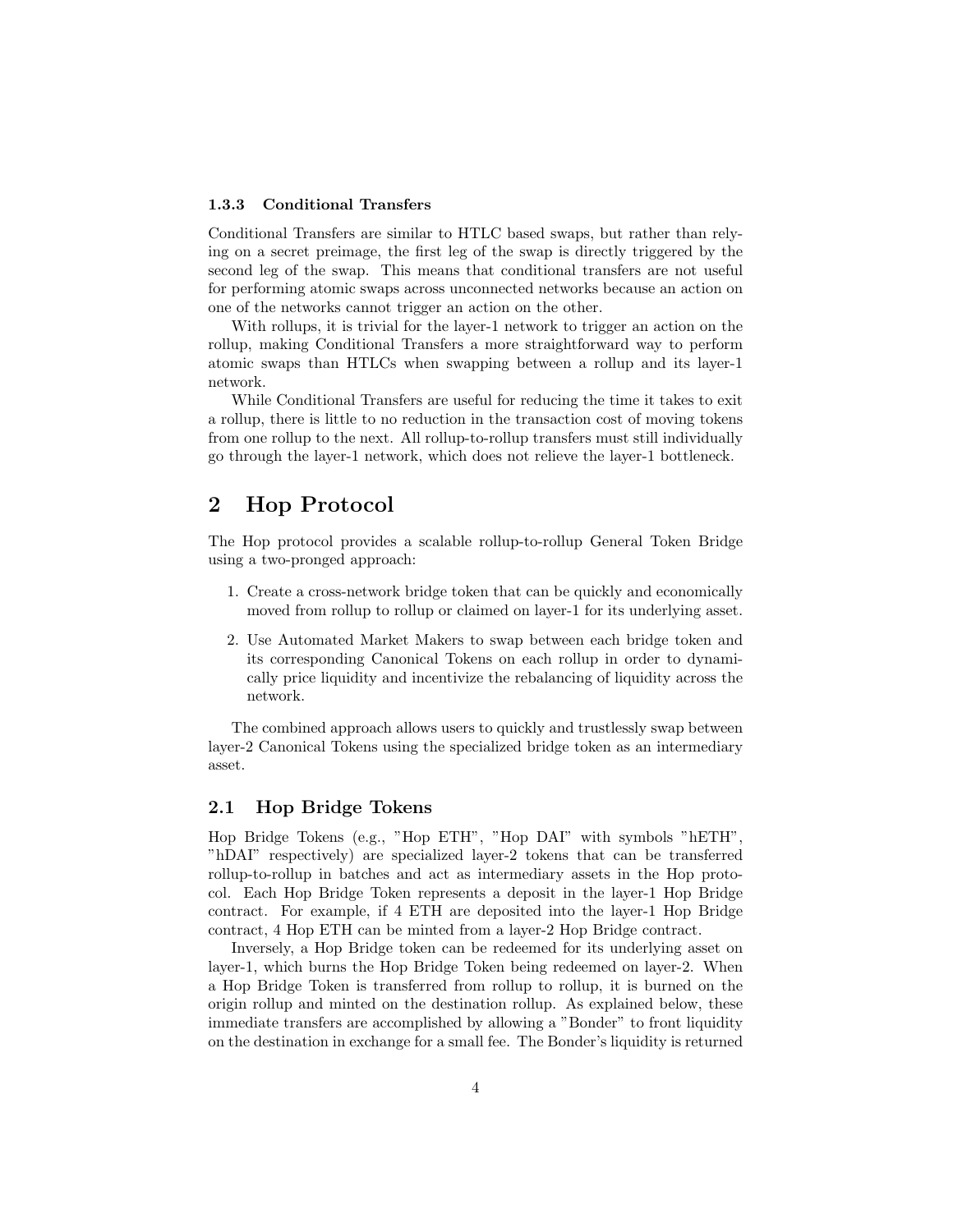### 1.3.3 Conditional Transfers

Conditional Transfers are similar to HTLC based swaps, but rather than relying on a secret preimage, the first leg of the swap is directly triggered by the second leg of the swap. This means that conditional transfers are not useful for performing atomic swaps across unconnected networks because an action on one of the networks cannot trigger an action on the other.

With rollups, it is trivial for the layer-1 network to trigger an action on the rollup, making Conditional Transfers a more straightforward way to perform atomic swaps than HTLCs when swapping between a rollup and its layer-1 network.

While Conditional Transfers are useful for reducing the time it takes to exit a rollup, there is little to no reduction in the transaction cost of moving tokens from one rollup to the next. All rollup-to-rollup transfers must still individually go through the layer-1 network, which does not relieve the layer-1 bottleneck.

# 2 Hop Protocol

The Hop protocol provides a scalable rollup-to-rollup General Token Bridge using a two-pronged approach:

1. Create a cross-network bridge token that can be quickly and economically moved from rollup to rollup or claimed on layer-1 for its underlying asset.
2. Use Automated Market Makers to swap between each bridge token and its corresponding Canonical Tokens on each rollup in order to dynamically price liquidity and incentivize the rebalancing of liquidity across the network.

The combined approach allows users to quickly and trustlessly swap between layer-2 Canonical Tokens using the specialized bridge token as an intermediary asset.

## 2.1 Hop Bridge Tokens

Hop Bridge Tokens (e.g., "Hop ETH", "Hop DAI" with symbols "hETH", "hDAI" respectively) are specialized layer-2 tokens that can be transferred rollup-to-rollup in batches and act as intermediary assets in the Hop protocol. Each Hop Bridge Token represents a deposit in the layer-1 Hop Bridge contract. For example, if 4 ETH are deposited into the layer-1 Hop Bridge contract, 4 Hop ETH can be minted from a layer-2 Hop Bridge contract.

Inversely, a Hop Bridge token can be redeemed for its underlying asset on layer-1, which burns the Hop Bridge Token being redeemed on layer-2. When a Hop Bridge Token is transferred from rollup to rollup, it is burned on the origin rollup and minted on the destination rollup. As explained below, these immediate transfers are accomplished by allowing a "Bonder" to front liquidity on the destination in exchange for a small fee. The Bonder's liquidity is returned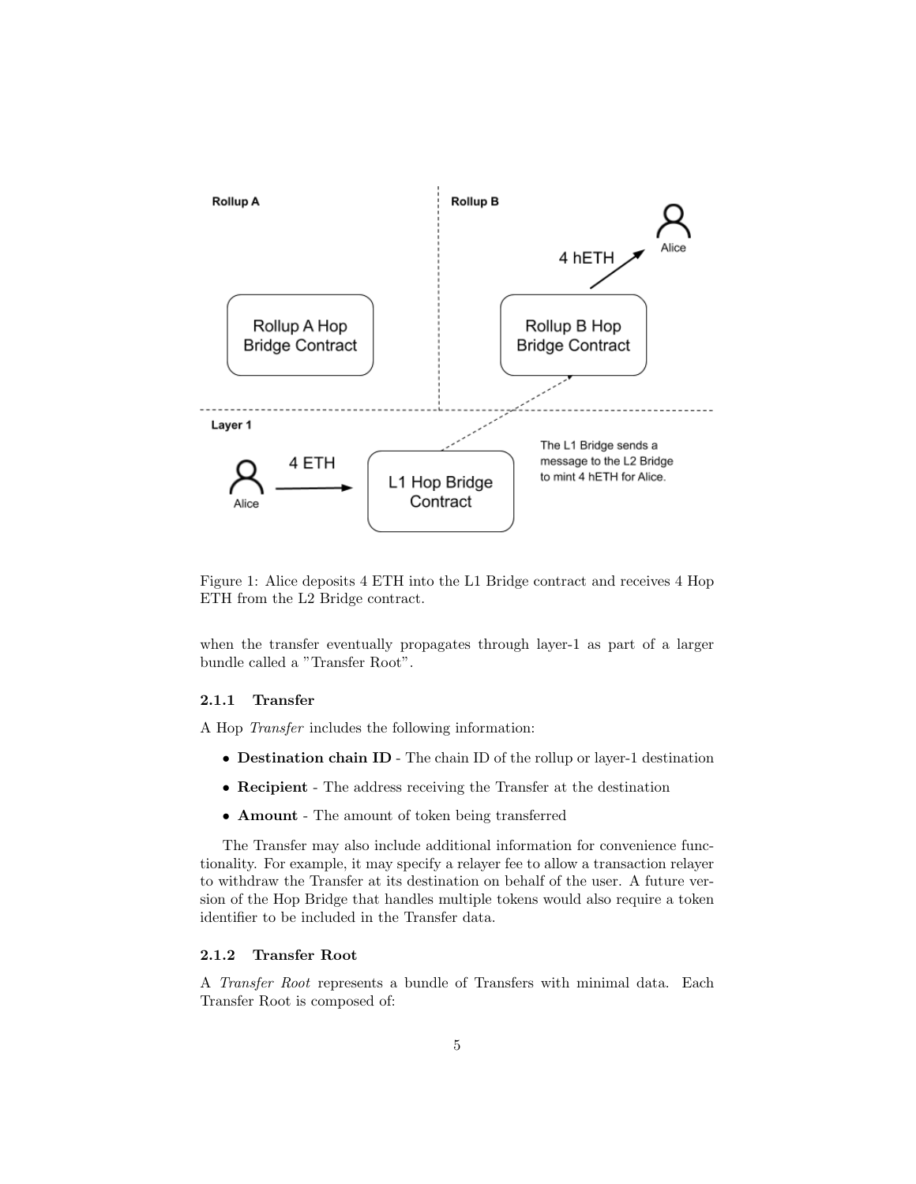Figure 1: Alice deposits 4 ETH into the L1 Bridge contract and receives 4 Hop ETH from the L2 Bridge contract.

when the transfer eventually propagates through layer-1 as part of a larger bundle called a "Transfer Root".

#### 2.1.1 Transfer

A Hop *Transfer* includes the following information:

- **Destination chain ID** - The chain ID of the rollup or layer-1 destination
- **Recipient** - The address receiving the Transfer at the destination
- **Amount** - The amount of token being transferred

The Transfer may also include additional information for convenience functionality. For example, it may specify a relayer fee to allow a transaction relayer to withdraw the Transfer at its destination on behalf of the user. A future version of the Hop Bridge that handles multiple tokens would also require a token identifier to be included in the Transfer data.

#### 2.1.2 Transfer Root

A *Transfer Root* represents a bundle of Transfers with minimal data. Each Transfer Root is composed of: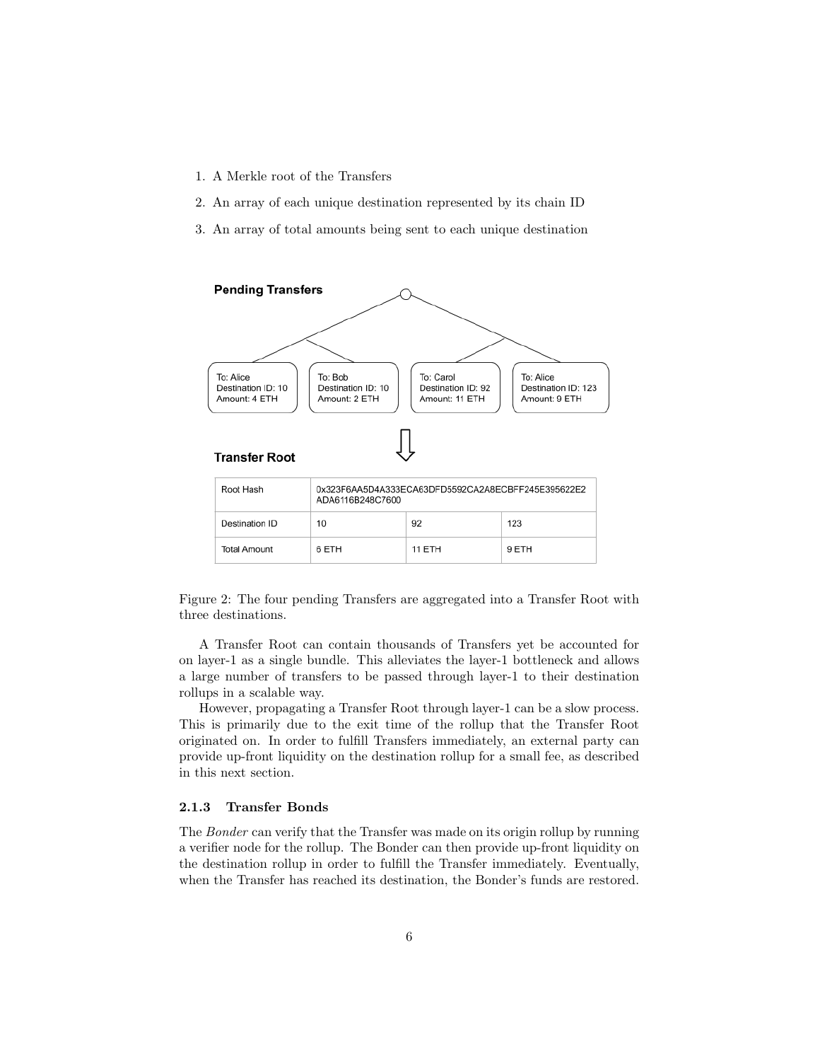1. A Merkle root of the Transfers
2. An array of each unique destination represented by its chain ID
3. An array of total amounts being sent to each unique destination

**Pending Transfers**

| To: Alice | To: Bob | To: Carol | To: Alice |
|---|---|---|---|
| Destination ID: 10 | Destination ID: 10 | Destination ID: 92 | Destination ID: 123 |
| Amount: 4 ETH | Amount: 2 ETH | Amount: 11 ETH | Amount: 9 ETH |

**Transfer Root**

| Root Hash | 0x323F6AA5D4A333ECA63DFD5592CA2A8ECBFF245E395622E2ADA6116B248C7600 | | |
|---|---|---|---|
| Destination ID | 10 | 92 | 123 |
| Total Amount | 6 ETH | 11 ETH | 9 ETH |

Figure 2: The four pending Transfers are aggregated into a Transfer Root with three destinations.

A Transfer Root can contain thousands of Transfers yet be accounted for on layer-1 as a single bundle. This alleviates the layer-1 bottleneck and allows a large number of transfers to be passed through layer-1 to their destination rollups in a scalable way.

However, propagating a Transfer Root through layer-1 can be a slow process. This is primarily due to the exit time of the rollup that the Transfer Root originated on. In order to fulfill Transfers immediately, an external party can provide up-front liquidity on the destination rollup for a small fee, as described in this next section.

#### 2.1.3 Transfer Bonds

The *Bonder* can verify that the Transfer was made on its origin rollup by running a verifier node for the rollup. The Bonder can then provide up-front liquidity on the destination rollup in order to fulfill the Transfer immediately. Eventually, when the Transfer has reached its destination, the Bonder's funds are restored.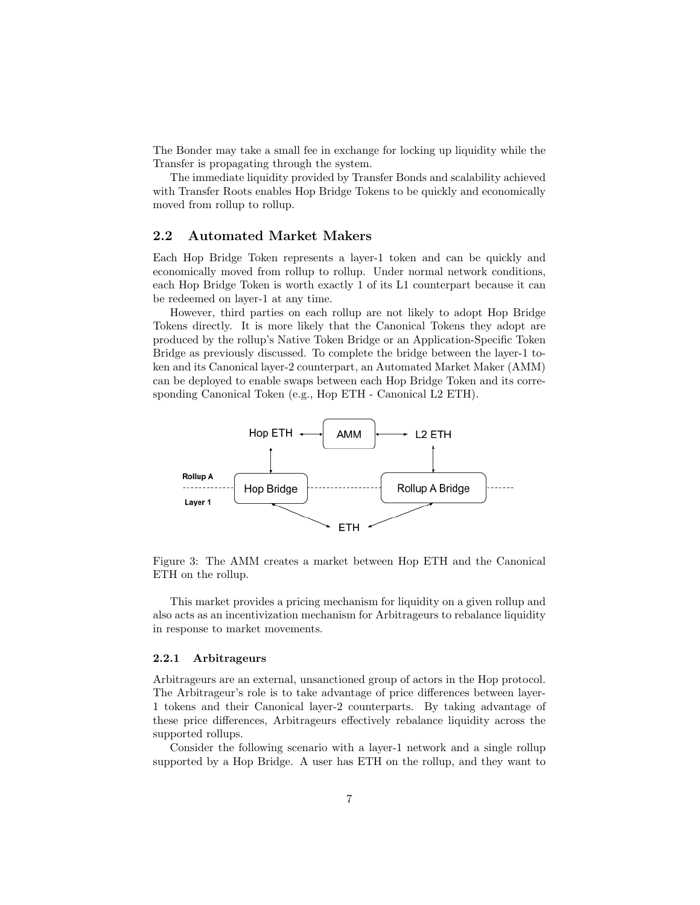The Bonder may take a small fee in exchange for locking up liquidity while the Transfer is propagating through the system.

The immediate liquidity provided by Transfer Bonds and scalability achieved with Transfer Roots enables Hop Bridge Tokens to be quickly and economically moved from rollup to rollup.

### 2.2 Automated Market Makers

Each Hop Bridge Token represents a layer-1 token and can be quickly and economically moved from rollup to rollup. Under normal network conditions, each Hop Bridge Token is worth exactly 1 of its L1 counterpart because it can be redeemed on layer-1 at any time.

However, third parties on each rollup are not likely to adopt Hop Bridge Tokens directly. It is more likely that the Canonical Tokens they adopt are produced by the rollup's Native Token Bridge or an Application-Specific Token Bridge as previously discussed. To complete the bridge between the layer-1 token and its Canonical layer-2 counterpart, an Automated Market Maker (AMM) can be deployed to enable swaps between each Hop Bridge Token and its corresponding Canonical Token (e.g., Hop ETH - Canonical L2 ETH).

Figure 3: The AMM creates a market between Hop ETH and the Canonical ETH on the rollup.

This market provides a pricing mechanism for liquidity on a given rollup and also acts as an incentivization mechanism for Arbitrageurs to rebalance liquidity in response to market movements.

#### 2.2.1 Arbitrageurs

Arbitrageurs are an external, unsanctioned group of actors in the Hop protocol. The Arbitrageur's role is to take advantage of price differences between layer-1 tokens and their Canonical layer-2 counterparts. By taking advantage of these price differences, Arbitrageurs effectively rebalance liquidity across the supported rollups.

Consider the following scenario with a layer-1 network and a single rollup supported by a Hop Bridge. A user has ETH on the rollup, and they want to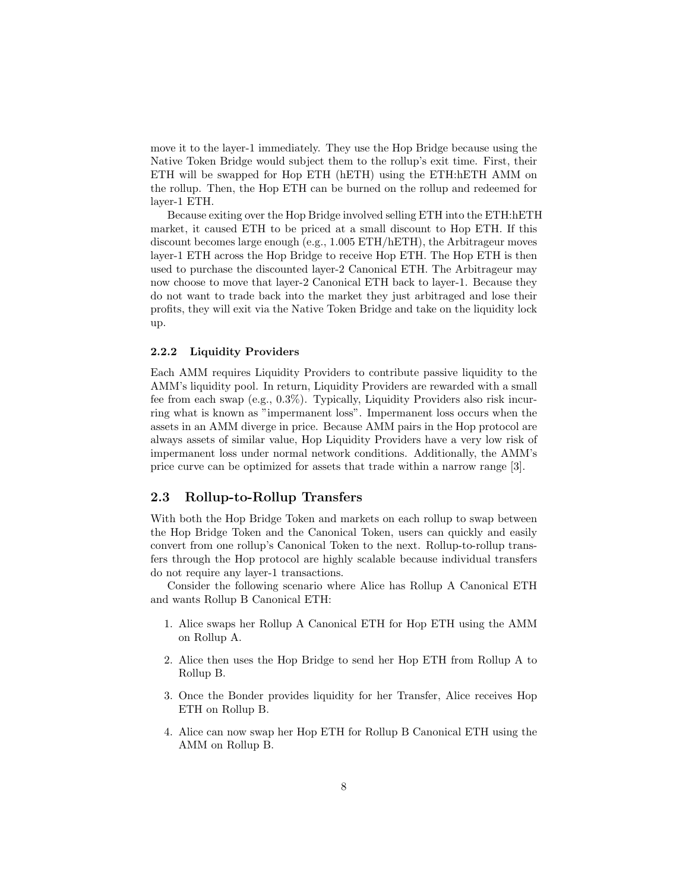move it to the layer-1 immediately. They use the Hop Bridge because using the Native Token Bridge would subject them to the rollup's exit time. First, their ETH will be swapped for Hop ETH (hETH) using the ETH:hETH AMM on the rollup. Then, the Hop ETH can be burned on the rollup and redeemed for layer-1 ETH.

Because exiting over the Hop Bridge involved selling ETH into the ETH:hETH market, it caused ETH to be priced at a small discount to Hop ETH. If this discount becomes large enough (e.g., 1.005 ETH/hETH), the Arbitrageur moves layer-1 ETH across the Hop Bridge to receive Hop ETH. The Hop ETH is then used to purchase the discounted layer-2 Canonical ETH. The Arbitrageur may now choose to move that layer-2 Canonical ETH back to layer-1. Because they do not want to trade back into the market they just arbitraged and lose their profits, they will exit via the Native Token Bridge and take on the liquidity lock up.

#### 2.2.2 Liquidity Providers

Each AMM requires Liquidity Providers to contribute passive liquidity to the AMM's liquidity pool. In return, Liquidity Providers are rewarded with a small fee from each swap (e.g., 0.3%). Typically, Liquidity Providers also risk incurring what is known as "impermanent loss". Impermanent loss occurs when the assets in an AMM diverge in price. Because AMM pairs in the Hop protocol are always assets of similar value, Hop Liquidity Providers have a very low risk of impermanent loss under normal network conditions. Additionally, the AMM's price curve can be optimized for assets that trade within a narrow range [3].

### 2.3 Rollup-to-Rollup Transfers

With both the Hop Bridge Token and markets on each rollup to swap between the Hop Bridge Token and the Canonical Token, users can quickly and easily convert from one rollup's Canonical Token to the next. Rollup-to-rollup transfers through the Hop protocol are highly scalable because individual transfers do not require any layer-1 transactions.

Consider the following scenario where Alice has Rollup A Canonical ETH and wants Rollup B Canonical ETH:

1. Alice swaps her Rollup A Canonical ETH for Hop ETH using the AMM on Rollup A.
2. Alice then uses the Hop Bridge to send her Hop ETH from Rollup A to Rollup B.
3. Once the Bonder provides liquidity for her Transfer, Alice receives Hop ETH on Rollup B.
4. Alice can now swap her Hop ETH for Rollup B Canonical ETH using the AMM on Rollup B.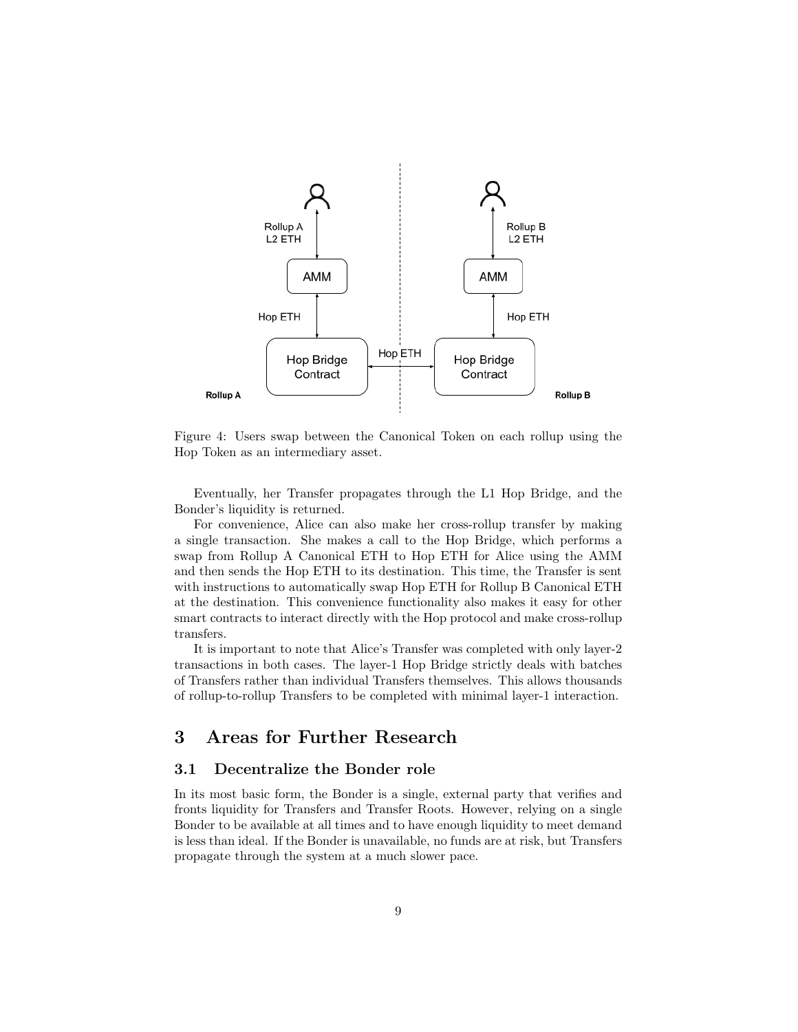Figure 4: Users swap between the Canonical Token on each rollup using the Hop Token as an intermediary asset.

Eventually, her Transfer propagates through the L1 Hop Bridge, and the Bonder's liquidity is returned.

For convenience, Alice can also make her cross-rollup transfer by making a single transaction. She makes a call to the Hop Bridge, which performs a swap from Rollup A Canonical ETH to Hop ETH for Alice using the AMM and then sends the Hop ETH to its destination. This time, the Transfer is sent with instructions to automatically swap Hop ETH for Rollup B Canonical ETH at the destination. This convenience functionality also makes it easy for other smart contracts to interact directly with the Hop protocol and make cross-rollup transfers.

It is important to note that Alice's Transfer was completed with only layer-2 transactions in both cases. The layer-1 Hop Bridge strictly deals with batches of Transfers rather than individual Transfers themselves. This allows thousands of rollup-to-rollup Transfers to be completed with minimal layer-1 interaction.

# 3 Areas for Further Research

## 3.1 Decentralize the Bonder role

In its most basic form, the Bonder is a single, external party that verifies and fronts liquidity for Transfers and Transfer Roots. However, relying on a single Bonder to be available at all times and to have enough liquidity to meet demand is less than ideal. If the Bonder is unavailable, no funds are at risk, but Transfers propagate through the system at a much slower pace.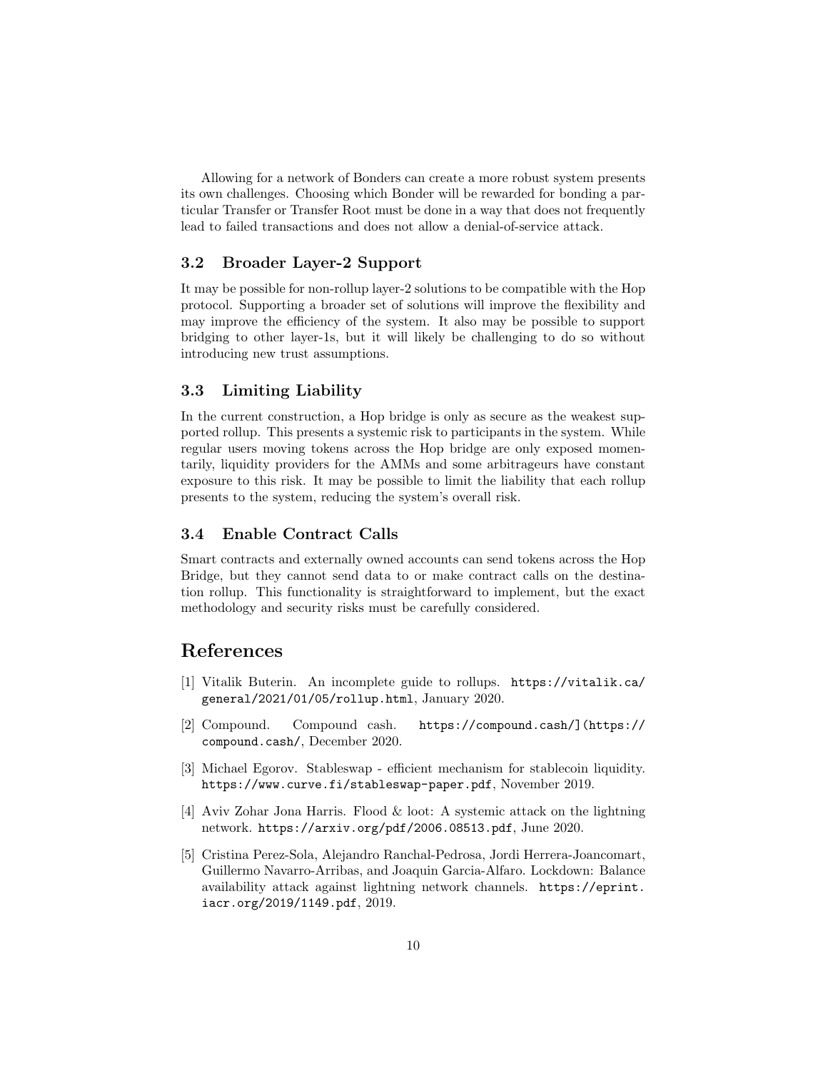Allowing for a network of Bonders can create a more robust system presents its own challenges. Choosing which Bonder will be rewarded for bonding a particular Transfer or Transfer Root must be done in a way that does not frequently lead to failed transactions and does not allow a denial-of-service attack.

### 3.2 Broader Layer-2 Support

It may be possible for non-rollup layer-2 solutions to be compatible with the Hop protocol. Supporting a broader set of solutions will improve the flexibility and may improve the efficiency of the system. It also may be possible to support bridging to other layer-1s, but it will likely be challenging to do so without introducing new trust assumptions.

### 3.3 Limiting Liability

In the current construction, a Hop bridge is only as secure as the weakest supported rollup. This presents a systemic risk to participants in the system. While regular users moving tokens across the Hop bridge are only exposed momentarily, liquidity providers for the AMMs and some arbitrageurs have constant exposure to this risk. It may be possible to limit the liability that each rollup presents to the system, reducing the system's overall risk.

### 3.4 Enable Contract Calls

Smart contracts and externally owned accounts can send tokens across the Hop Bridge, but they cannot send data to or make contract calls on the destination rollup. This functionality is straightforward to implement, but the exact methodology and security risks must be carefully considered.

## References

[1] Vitalik Buterin. An incomplete guide to rollups. `https://vitalik.ca/general/2021/01/05/rollup.html`, January 2020.

[2] Compound. Compound cash. `https://compound.cash/](https://compound.cash/`, December 2020.

[3] Michael Egorov. Stableswap - efficient mechanism for stablecoin liquidity. `https://www.curve.fi/stableswap-paper.pdf`, November 2019.

[4] Aviv Zohar Jona Harris. Flood & loot: A systemic attack on the lightning network. `https://arxiv.org/pdf/2006.08513.pdf`, June 2020.

[5] Cristina Perez-Sola, Alejandro Ranchal-Pedrosa, Jordi Herrera-Joancomart, Guillermo Navarro-Arribas, and Joaquin Garcia-Alfaro. Lockdown: Balance availability attack against lightning network channels. `https://eprint.iacr.org/2019/1149.pdf`, 2019.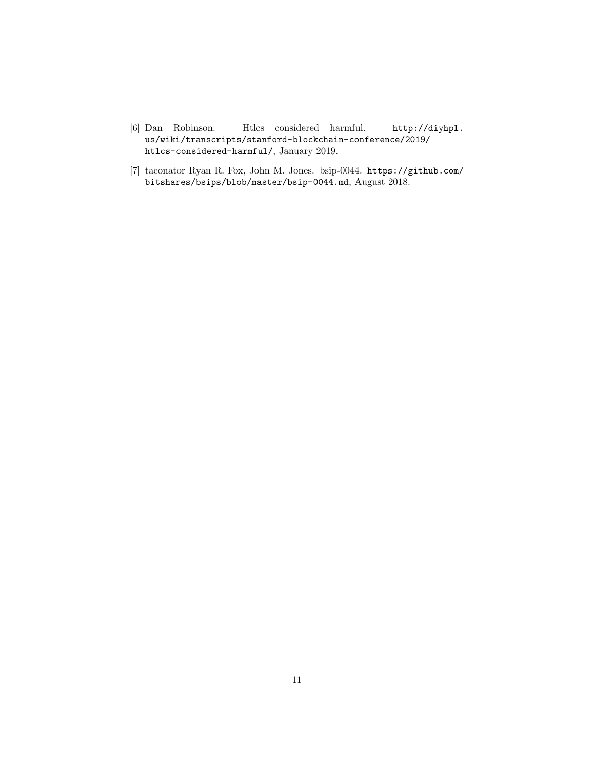[6] Dan Robinson. Htlcs considered harmful. http://diyhpl.us/wiki/transcripts/stanford-blockchain-conference/2019/htlcs-considered-harmful/, January 2019.

[7] taconator Ryan R. Fox, John M. Jones. bsip-0044. https://github.com/bitshares/bsips/blob/master/bsip-0044.md, August 2018.